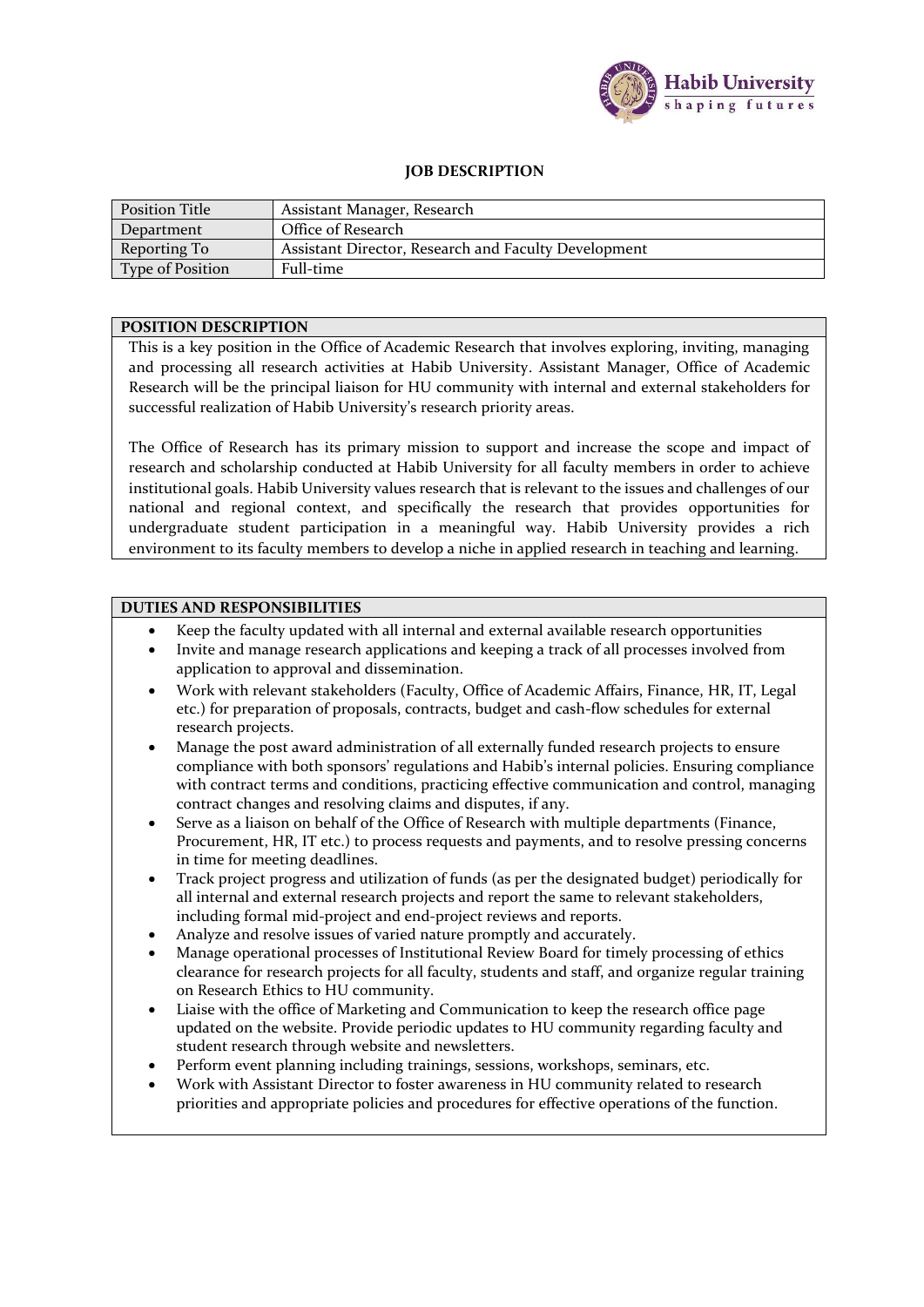# JOB DESCRIPTION

| Position Title | Assistant Manager, Research |
|---|---|
| Department | Office of Research |
| Reporting To | Assistant Director, Research and Faculty Development |
| Type of Position | Full-time |

## POSITION DESCRIPTION

This is a key position in the Office of Academic Research that involves exploring, inviting, managing and processing all research activities at Habib University. Assistant Manager, Office of Academic Research will be the principal liaison for HU community with internal and external stakeholders for successful realization of Habib University's research priority areas.

The Office of Research has its primary mission to support and increase the scope and impact of research and scholarship conducted at Habib University for all faculty members in order to achieve institutional goals. Habib University values research that is relevant to the issues and challenges of our national and regional context, and specifically the research that provides opportunities for undergraduate student participation in a meaningful way. Habib University provides a rich environment to its faculty members to develop a niche in applied research in teaching and learning.

## DUTIES AND RESPONSIBILITIES

- Keep the faculty updated with all internal and external available research opportunities
- Invite and manage research applications and keeping a track of all processes involved from application to approval and dissemination.
- Work with relevant stakeholders (Faculty, Office of Academic Affairs, Finance, HR, IT, Legal etc.) for preparation of proposals, contracts, budget and cash-flow schedules for external research projects.
- Manage the post award administration of all externally funded research projects to ensure compliance with both sponsors' regulations and Habib's internal policies. Ensuring compliance with contract terms and conditions, practicing effective communication and control, managing contract changes and resolving claims and disputes, if any.
- Serve as a liaison on behalf of the Office of Research with multiple departments (Finance, Procurement, HR, IT etc.) to process requests and payments, and to resolve pressing concerns in time for meeting deadlines.
- Track project progress and utilization of funds (as per the designated budget) periodically for all internal and external research projects and report the same to relevant stakeholders, including formal mid-project and end-project reviews and reports.
- Analyze and resolve issues of varied nature promptly and accurately.
- Manage operational processes of Institutional Review Board for timely processing of ethics clearance for research projects for all faculty, students and staff, and organize regular training on Research Ethics to HU community.
- Liaise with the office of Marketing and Communication to keep the research office page updated on the website. Provide periodic updates to HU community regarding faculty and student research through website and newsletters.
- Perform event planning including trainings, sessions, workshops, seminars, etc.
- Work with Assistant Director to foster awareness in HU community related to research priorities and appropriate policies and procedures for effective operations of the function.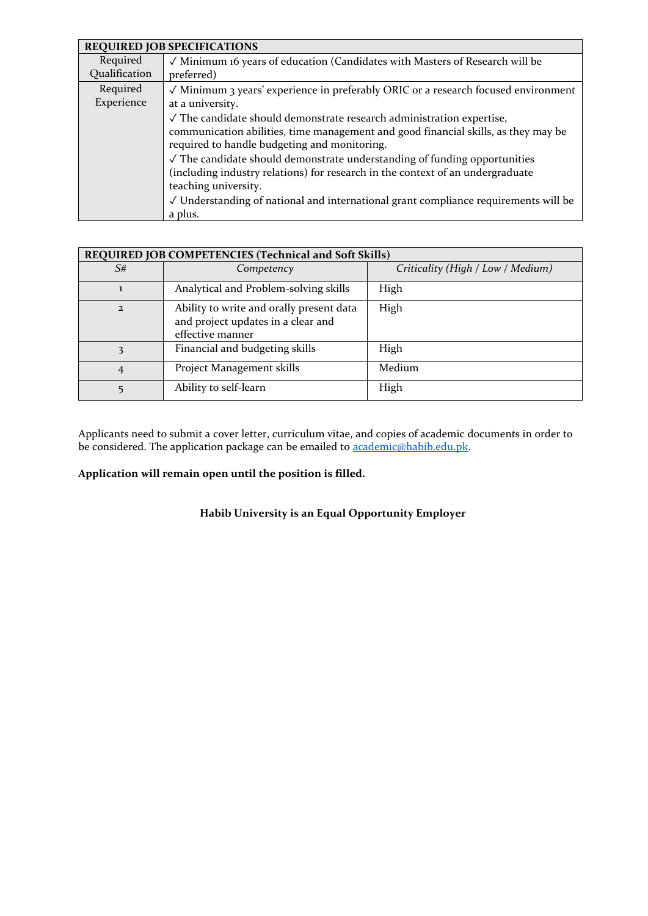| REQUIRED JOB SPECIFICATIONS | |
|---|---|
| Required Qualification | ✓ Minimum 16 years of education (Candidates with Masters of Research will be preferred) |
| Required Experience | ✓ Minimum 3 years' experience in preferably ORIC or a research focused environment at a university.<br>✓ The candidate should demonstrate research administration expertise, communication abilities, time management and good financial skills, as they may be required to handle budgeting and monitoring.<br>✓ The candidate should demonstrate understanding of funding opportunities (including industry relations) for research in the context of an undergraduate teaching university.<br>✓ Understanding of national and international grant compliance requirements will be a plus. |

| REQUIRED JOB COMPETENCIES (Technical and Soft Skills) | | |
|---|---|---|
| *S#* | *Competency* | *Criticality (High / Low / Medium)* |
| 1 | Analytical and Problem-solving skills | High |
| 2 | Ability to write and orally present data and project updates in a clear and effective manner | High |
| 3 | Financial and budgeting skills | High |
| 4 | Project Management skills | Medium |
| 5 | Ability to self-learn | High |

Applicants need to submit a cover letter, curriculum vitae, and copies of academic documents in order to be considered. The application package can be emailed to academic@habib.edu.pk.

**Application will remain open until the position is filled.**

**Habib University is an Equal Opportunity Employer**